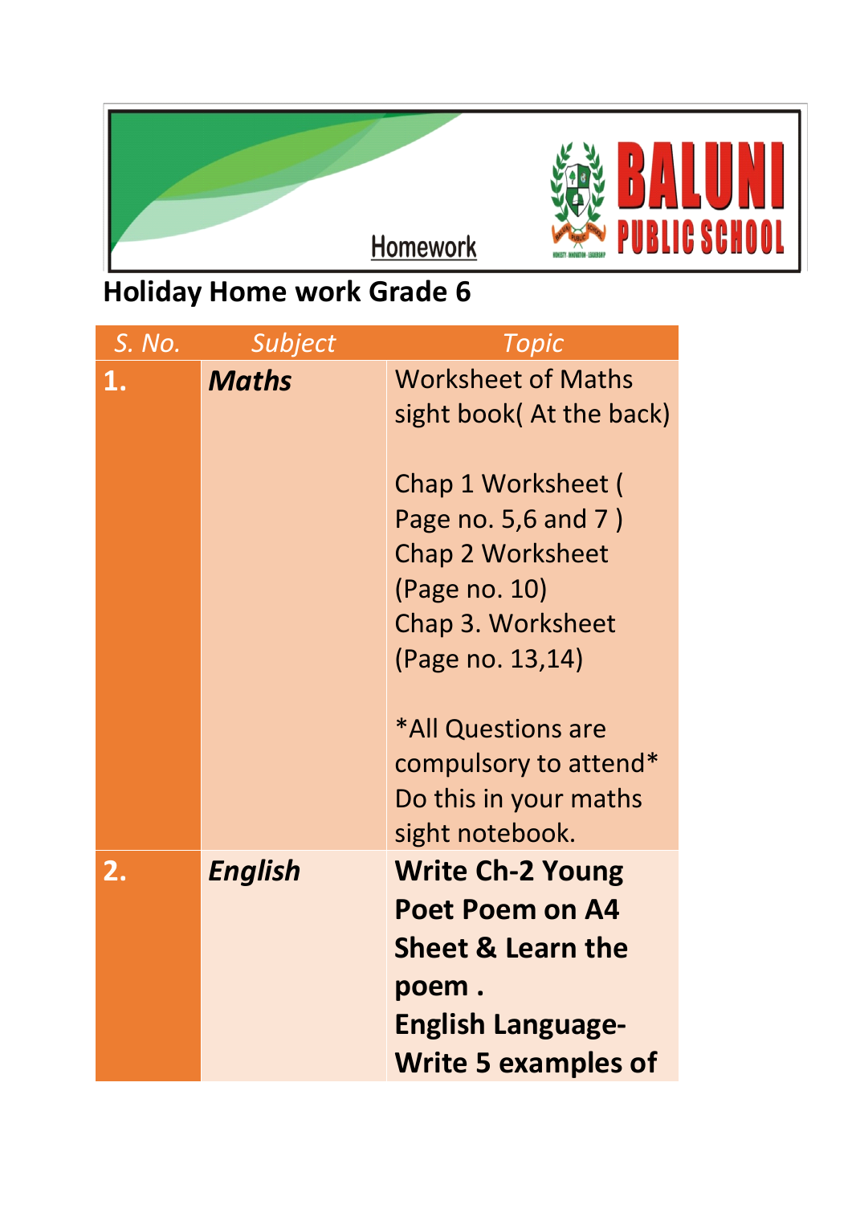Homework

BALUNI PUBLIC SCHOOL

## Holiday Home work Grade 6

| *S. No.* | *Subject* | *Topic* |
|---|---|---|
| **1.** | ***Maths*** | Worksheet of Maths sight book( At the back)<br><br>Chap 1 Worksheet ( Page no. 5,6 and 7 )<br>Chap 2 Worksheet (Page no. 10)<br>Chap 3. Worksheet (Page no. 13,14)<br><br>*All Questions are compulsory to attend*<br>Do this in your maths sight notebook. |
| **2.** | ***English*** | **Write Ch-2 Young Poet Poem on A4 Sheet & Learn the poem .**<br>**English Language- Write 5 examples of** |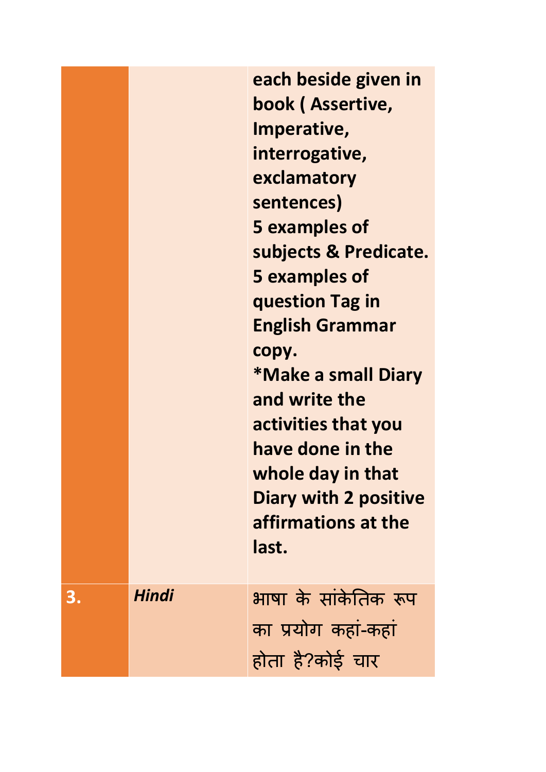| | | |
|---|---|---|
| | | **each beside given in book ( Assertive, Imperative, interrogative, exclamatory sentences)**<br>**5 examples of subjects & Predicate.**<br>**5 examples of question Tag in English Grammar copy.**<br>**\*Make a small Diary and write the activities that you have done in the whole day in that Diary with 2 positive affirmations at the last.** |
| **3.** | ***Hindi*** | भाषा के सांकेतिक रूप का प्रयोग कहां-कहां होता है?कोई चार |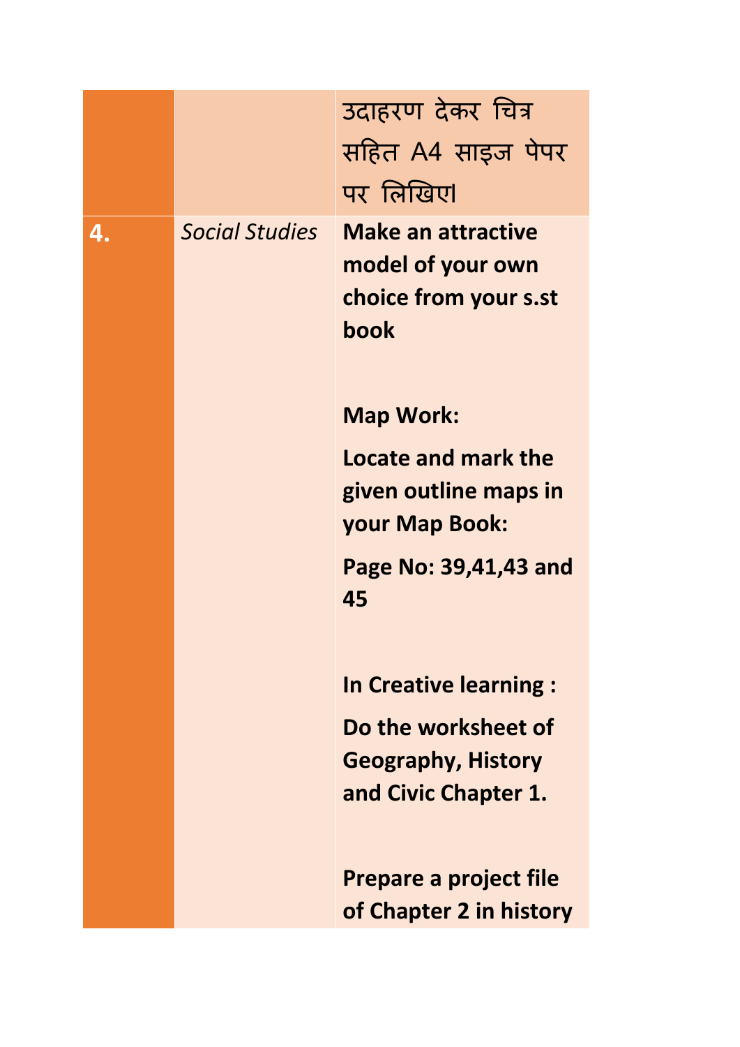|  |  |  |
|---|---|---|
|  |  | उदाहरण देकर चित्र सहित A4 साइज पेपर पर लिखिए। |
| **4.** | *Social Studies* | **Make an attractive model of your own choice from your s.st book**<br><br>**Map Work:**<br>**Locate and mark the given outline maps in your Map Book:**<br>**Page No: 39,41,43 and 45**<br><br>**In Creative learning :**<br>**Do the worksheet of Geography, History and Civic Chapter 1.**<br><br>**Prepare a project file of Chapter 2 in history** |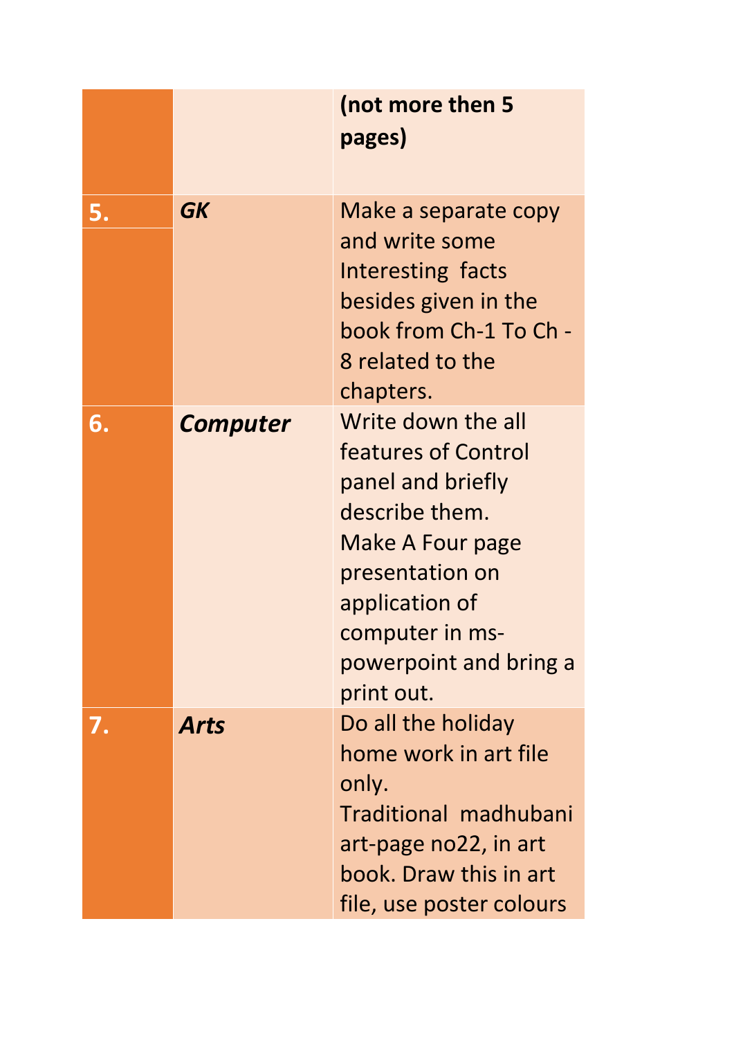| | | |
|---|---|---|
| | | **(not more then 5 pages)** |
| **5.** | ***GK*** | Make a separate copy and write some Interesting facts besides given in the book from Ch-1 To Ch - 8 related to the chapters. |
| **6.** | ***Computer*** | Write down the all features of Control panel and briefly describe them. Make A Four page presentation on application of computer in ms-powerpoint and bring a print out. |
| **7.** | ***Arts*** | Do all the holiday home work in art file only. Traditional madhubani art-page no22, in art book. Draw this in art file, use poster colours |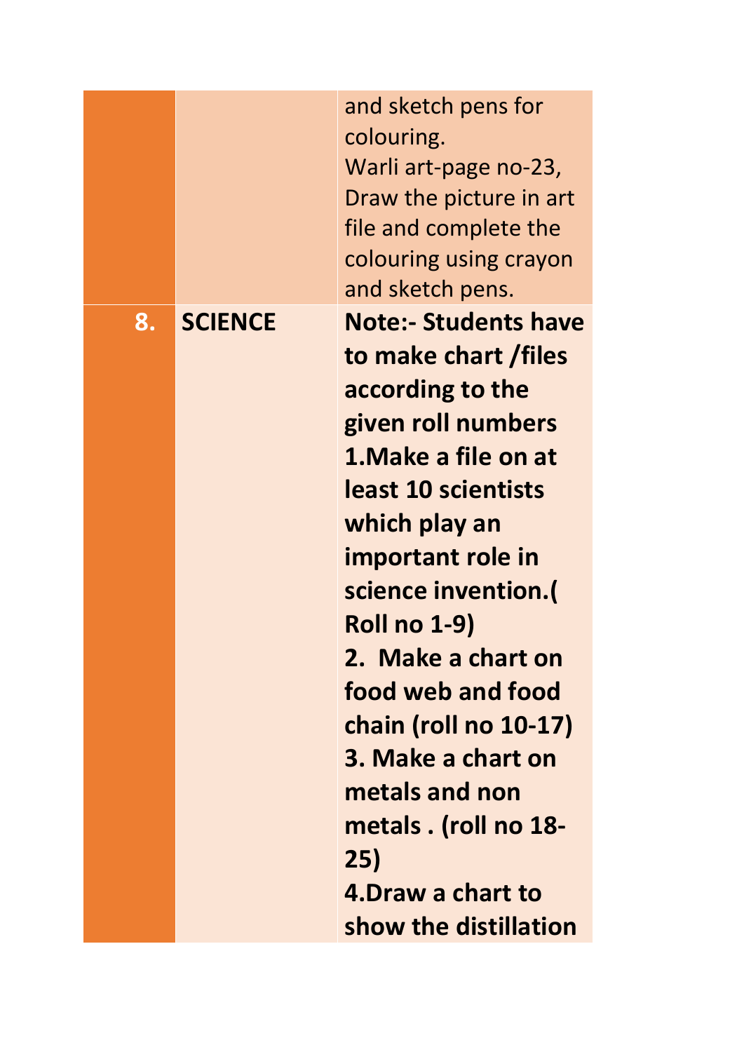|  |  |  |
|---|---|---|
|  |  | and sketch pens for colouring. Warli art-page no-23, Draw the picture in art file and complete the colouring using crayon and sketch pens. |
| **8.** | **SCIENCE** | **Note:- Students have to make chart /files according to the given roll numbers** **1.Make a file on at least 10 scientists which play an important role in science invention.( Roll no 1-9)** **2. Make a chart on food web and food chain (roll no 10-17)** **3. Make a chart on metals and non metals . (roll no 18-25)** **4.Draw a chart to show the distillation** |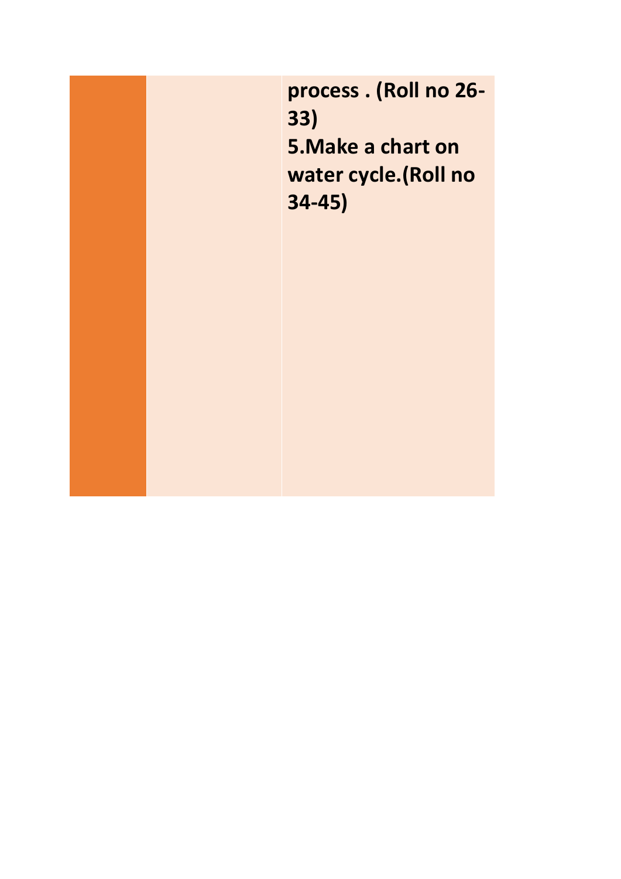| | | |
|---|---|---|
| | | **process . (Roll no 26-33)**<br>**5.Make a chart on water cycle.(Roll no 34-45)** |